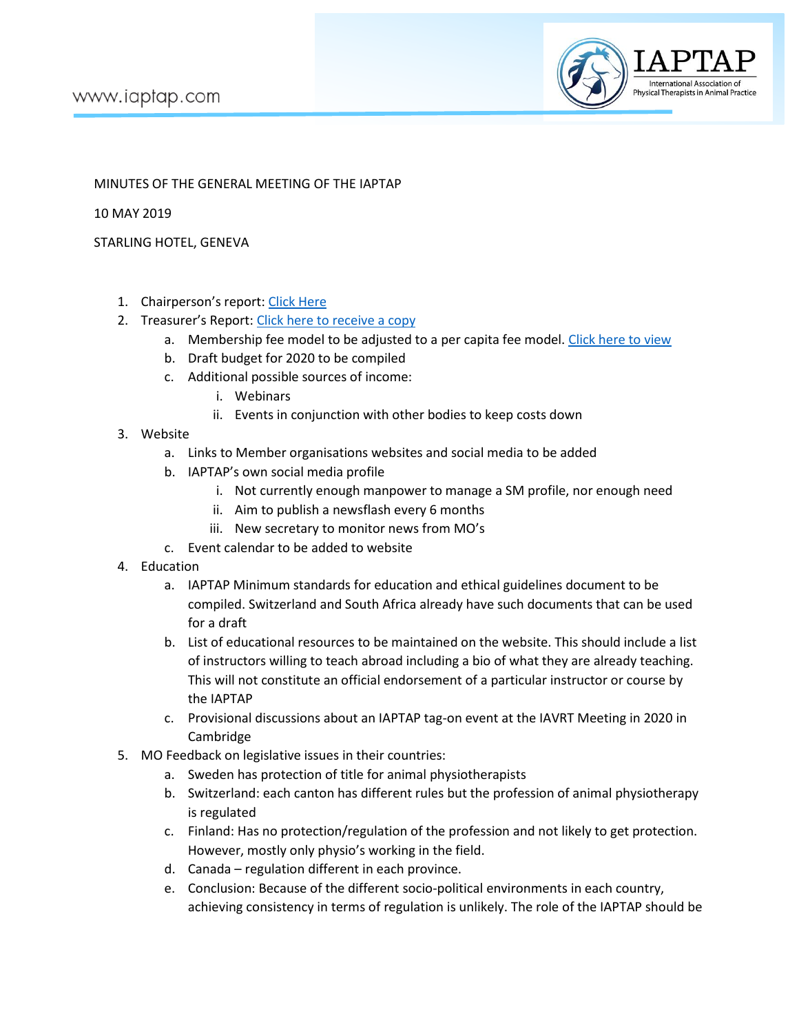MINUTES OF THE GENERAL MEETING OF THE IAPTAP

10 MAY 2019

STARLING HOTEL, GENEVA

1. Chairperson's report: Click Here
2. Treasurer's Report: Click here to receive a copy
    a. Membership fee model to be adjusted to a per capita fee model. Click here to view
    b. Draft budget for 2020 to be compiled
    c. Additional possible sources of income:
        i. Webinars
        ii. Events in conjunction with other bodies to keep costs down
3. Website
    a. Links to Member organisations websites and social media to be added
    b. IAPTAP's own social media profile
        i. Not currently enough manpower to manage a SM profile, nor enough need
        ii. Aim to publish a newsflash every 6 months
        iii. New secretary to monitor news from MO's
    c. Event calendar to be added to website
4. Education
    a. IAPTAP Minimum standards for education and ethical guidelines document to be compiled. Switzerland and South Africa already have such documents that can be used for a draft
    b. List of educational resources to be maintained on the website. This should include a list of instructors willing to teach abroad including a bio of what they are already teaching. This will not constitute an official endorsement of a particular instructor or course by the IAPTAP
    c. Provisional discussions about an IAPTAP tag-on event at the IAVRT Meeting in 2020 in Cambridge
5. MO Feedback on legislative issues in their countries:
    a. Sweden has protection of title for animal physiotherapists
    b. Switzerland: each canton has different rules but the profession of animal physiotherapy is regulated
    c. Finland: Has no protection/regulation of the profession and not likely to get protection. However, mostly only physio's working in the field.
    d. Canada – regulation different in each province.
    e. Conclusion: Because of the different socio-political environments in each country, achieving consistency in terms of regulation is unlikely. The role of the IAPTAP should be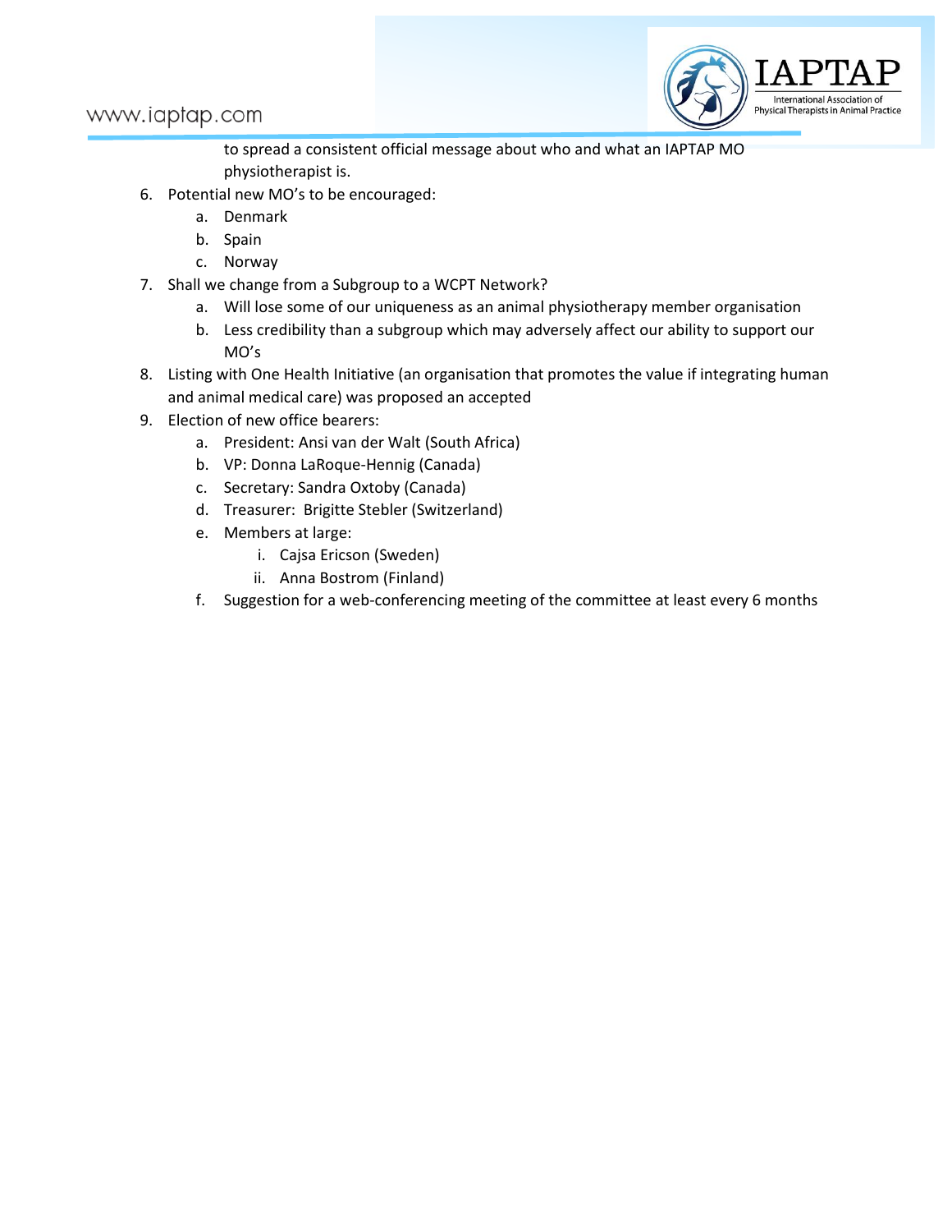to spread a consistent official message about who and what an IAPTAP MO physiotherapist is.

6. Potential new MO's to be encouraged:
    a. Denmark
    b. Spain
    c. Norway
7. Shall we change from a Subgroup to a WCPT Network?
    a. Will lose some of our uniqueness as an animal physiotherapy member organisation
    b. Less credibility than a subgroup which may adversely affect our ability to support our MO's
8. Listing with One Health Initiative (an organisation that promotes the value if integrating human and animal medical care) was proposed an accepted
9. Election of new office bearers:
    a. President: Ansi van der Walt (South Africa)
    b. VP: Donna LaRoque-Hennig (Canada)
    c. Secretary: Sandra Oxtoby (Canada)
    d. Treasurer: Brigitte Stebler (Switzerland)
    e. Members at large:
        i. Cajsa Ericson (Sweden)
        ii. Anna Bostrom (Finland)
    f. Suggestion for a web-conferencing meeting of the committee at least every 6 months